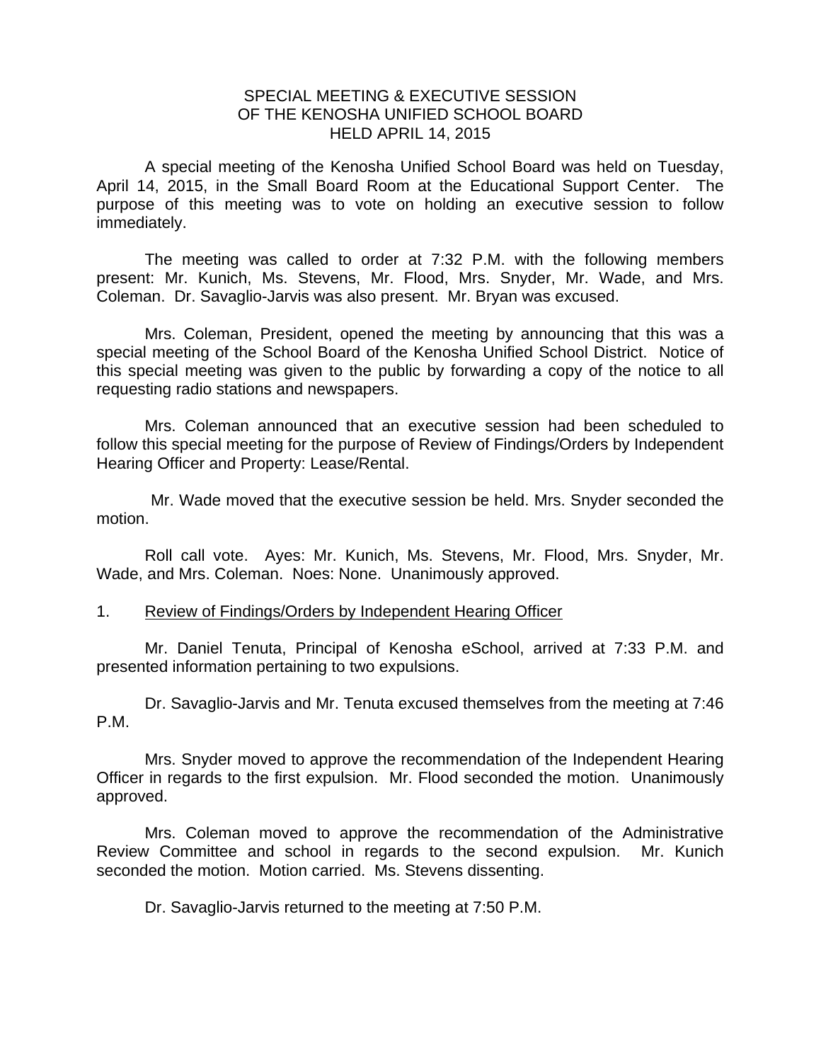# SPECIAL MEETING & EXECUTIVE SESSION
# OF THE KENOSHA UNIFIED SCHOOL BOARD
# HELD APRIL 14, 2015

A special meeting of the Kenosha Unified School Board was held on Tuesday, April 14, 2015, in the Small Board Room at the Educational Support Center. The purpose of this meeting was to vote on holding an executive session to follow immediately.

The meeting was called to order at 7:32 P.M. with the following members present: Mr. Kunich, Ms. Stevens, Mr. Flood, Mrs. Snyder, Mr. Wade, and Mrs. Coleman. Dr. Savaglio-Jarvis was also present. Mr. Bryan was excused.

Mrs. Coleman, President, opened the meeting by announcing that this was a special meeting of the School Board of the Kenosha Unified School District. Notice of this special meeting was given to the public by forwarding a copy of the notice to all requesting radio stations and newspapers.

Mrs. Coleman announced that an executive session had been scheduled to follow this special meeting for the purpose of Review of Findings/Orders by Independent Hearing Officer and Property: Lease/Rental.

Mr. Wade moved that the executive session be held. Mrs. Snyder seconded the motion.

Roll call vote. Ayes: Mr. Kunich, Ms. Stevens, Mr. Flood, Mrs. Snyder, Mr. Wade, and Mrs. Coleman. Noes: None. Unanimously approved.

1. Review of Findings/Orders by Independent Hearing Officer

Mr. Daniel Tenuta, Principal of Kenosha eSchool, arrived at 7:33 P.M. and presented information pertaining to two expulsions.

Dr. Savaglio-Jarvis and Mr. Tenuta excused themselves from the meeting at 7:46 P.M.

Mrs. Snyder moved to approve the recommendation of the Independent Hearing Officer in regards to the first expulsion. Mr. Flood seconded the motion. Unanimously approved.

Mrs. Coleman moved to approve the recommendation of the Administrative Review Committee and school in regards to the second expulsion. Mr. Kunich seconded the motion. Motion carried. Ms. Stevens dissenting.

Dr. Savaglio-Jarvis returned to the meeting at 7:50 P.M.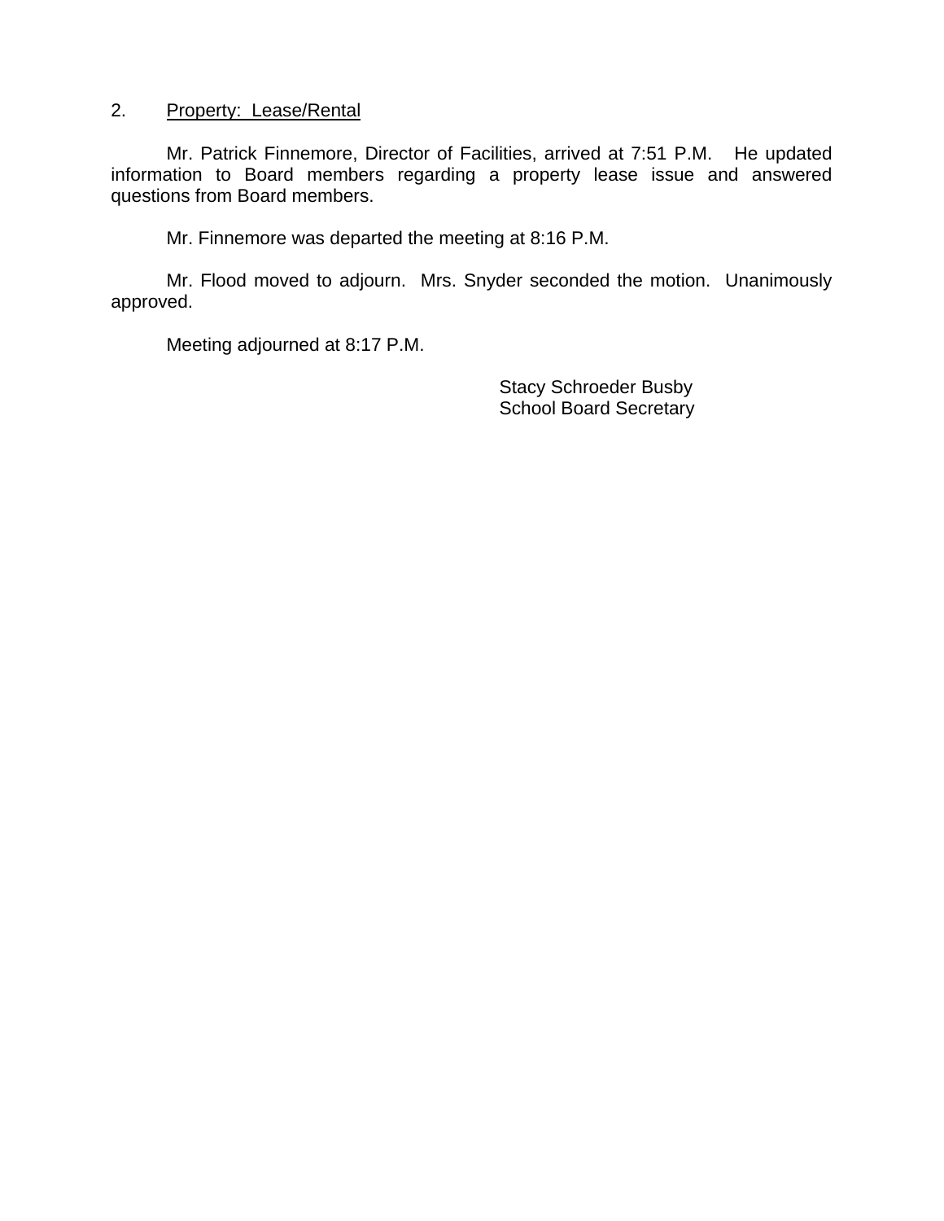2. <u>Property: Lease/Rental</u>

Mr. Patrick Finnemore, Director of Facilities, arrived at 7:51 P.M. He updated information to Board members regarding a property lease issue and answered questions from Board members.

Mr. Finnemore was departed the meeting at 8:16 P.M.

Mr. Flood moved to adjourn. Mrs. Snyder seconded the motion. Unanimously approved.

Meeting adjourned at 8:17 P.M.

Stacy Schroeder Busby
School Board Secretary